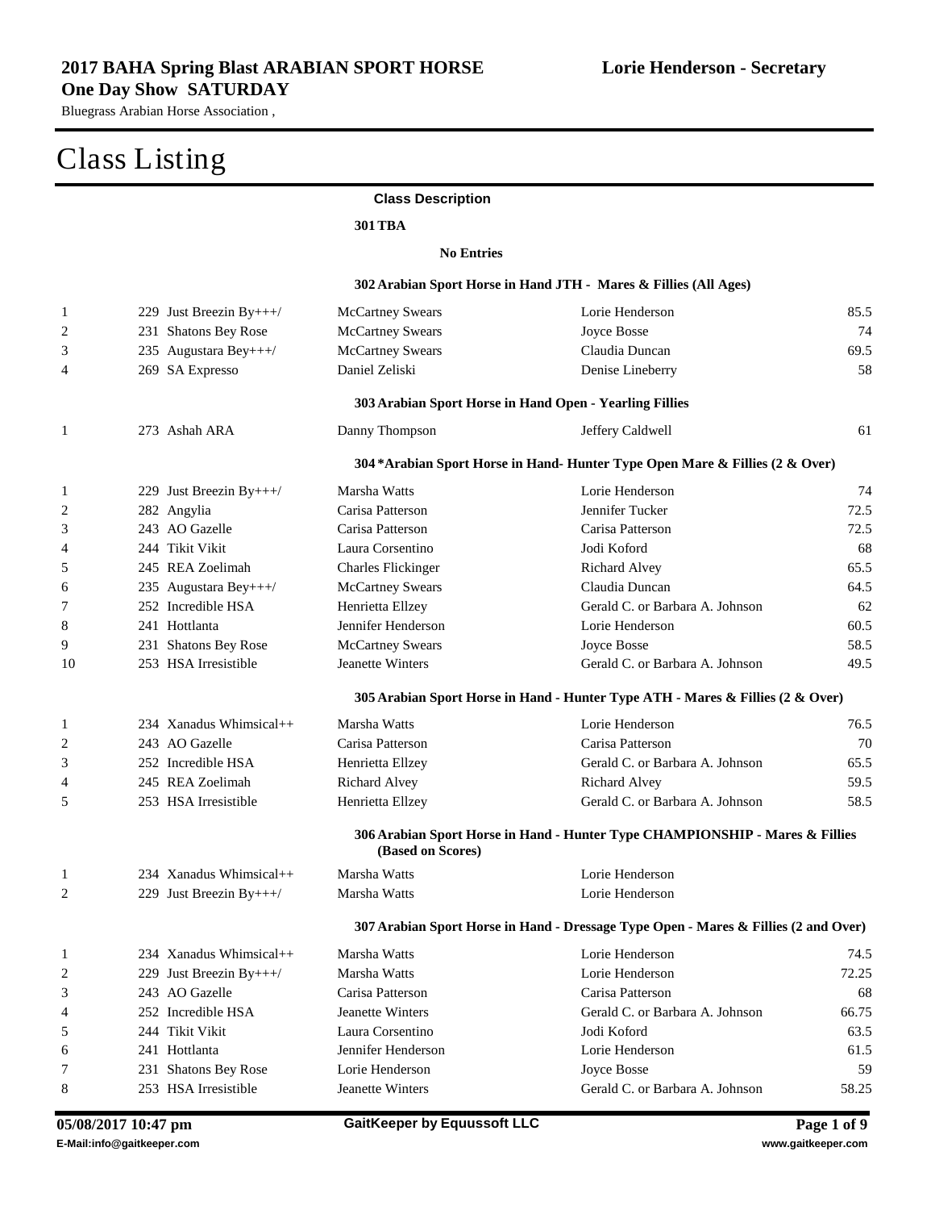**2017 BAHA Spring Blast ARABIAN SPORT HORSE One Day Show SATURDAY** — **Lorie Henderson - Secretary**

Bluegrass Arabian Horse Association ,

# Class Listing

**Class Description**

**301 TBA**

**No Entries**

**302 Arabian Sport Horse in Hand JTH - Mares & Fillies (All Ages)**

| Place | No. | Horse | Rider/Handler | Owner | Score |
|---|---|---|---|---|---|
| 1 | 229 | Just Breezin By+++/ | McCartney Swears | Lorie Henderson | 85.5 |
| 2 | 231 | Shatons Bey Rose | McCartney Swears | Joyce Bosse | 74 |
| 3 | 235 | Augustara Bey+++/ | McCartney Swears | Claudia Duncan | 69.5 |
| 4 | 269 | SA Expresso | Daniel Zeliski | Denise Lineberry | 58 |

**303 Arabian Sport Horse in Hand Open - Yearling Fillies**

| Place | No. | Horse | Rider/Handler | Owner | Score |
|---|---|---|---|---|---|
| 1 | 273 | Ashah ARA | Danny Thompson | Jeffery Caldwell | 61 |

**304 *Arabian Sport Horse in Hand- Hunter Type Open Mare & Fillies (2 & Over)**

| Place | No. | Horse | Rider/Handler | Owner | Score |
|---|---|---|---|---|---|
| 1 | 229 | Just Breezin By+++/ | Marsha Watts | Lorie Henderson | 74 |
| 2 | 282 | Angylia | Carisa Patterson | Jennifer Tucker | 72.5 |
| 3 | 243 | AO Gazelle | Carisa Patterson | Carisa Patterson | 72.5 |
| 4 | 244 | Tikit Vikit | Laura Corsentino | Jodi Koford | 68 |
| 5 | 245 | REA Zoelimah | Charles Flickinger | Richard Alvey | 65.5 |
| 6 | 235 | Augustara Bey+++/ | McCartney Swears | Claudia Duncan | 64.5 |
| 7 | 252 | Incredible HSA | Henrietta Ellzey | Gerald C. or Barbara A. Johnson | 62 |
| 8 | 241 | Hottlanta | Jennifer Henderson | Lorie Henderson | 60.5 |
| 9 | 231 | Shatons Bey Rose | McCartney Swears | Joyce Bosse | 58.5 |
| 10 | 253 | HSA Irresistible | Jeanette Winters | Gerald C. or Barbara A. Johnson | 49.5 |

**305 Arabian Sport Horse in Hand - Hunter Type ATH - Mares & Fillies (2 & Over)**

| Place | No. | Horse | Rider/Handler | Owner | Score |
|---|---|---|---|---|---|
| 1 | 234 | Xanadus Whimsical++ | Marsha Watts | Lorie Henderson | 76.5 |
| 2 | 243 | AO Gazelle | Carisa Patterson | Carisa Patterson | 70 |
| 3 | 252 | Incredible HSA | Henrietta Ellzey | Gerald C. or Barbara A. Johnson | 65.5 |
| 4 | 245 | REA Zoelimah | Richard Alvey | Richard Alvey | 59.5 |
| 5 | 253 | HSA Irresistible | Henrietta Ellzey | Gerald C. or Barbara A. Johnson | 58.5 |

**306 Arabian Sport Horse in Hand - Hunter Type CHAMPIONSHIP - Mares & Fillies (Based on Scores)**

| Place | No. | Horse | Rider/Handler | Owner | Score |
|---|---|---|---|---|---|
| 1 | 234 | Xanadus Whimsical++ | Marsha Watts | Lorie Henderson | |
| 2 | 229 | Just Breezin By+++/ | Marsha Watts | Lorie Henderson | |

**307 Arabian Sport Horse in Hand - Dressage Type Open - Mares & Fillies (2 and Over)**

| Place | No. | Horse | Rider/Handler | Owner | Score |
|---|---|---|---|---|---|
| 1 | 234 | Xanadus Whimsical++ | Marsha Watts | Lorie Henderson | 74.5 |
| 2 | 229 | Just Breezin By+++/ | Marsha Watts | Lorie Henderson | 72.25 |
| 3 | 243 | AO Gazelle | Carisa Patterson | Carisa Patterson | 68 |
| 4 | 252 | Incredible HSA | Jeanette Winters | Gerald C. or Barbara A. Johnson | 66.75 |
| 5 | 244 | Tikit Vikit | Laura Corsentino | Jodi Koford | 63.5 |
| 6 | 241 | Hottlanta | Jennifer Henderson | Lorie Henderson | 61.5 |
| 7 | 231 | Shatons Bey Rose | Lorie Henderson | Joyce Bosse | 59 |
| 8 | 253 | HSA Irresistible | Jeanette Winters | Gerald C. or Barbara A. Johnson | 58.25 |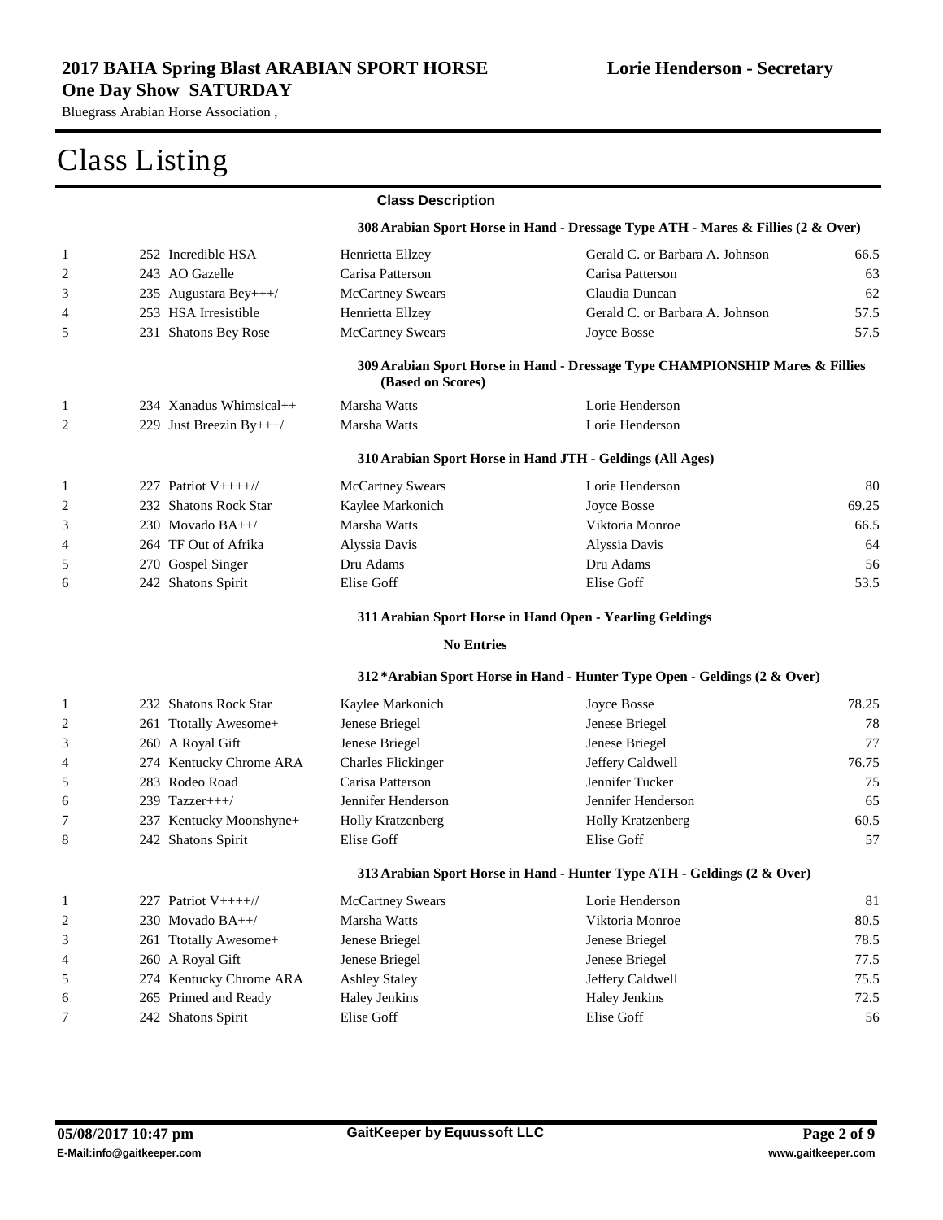**2017 BAHA Spring Blast ARABIAN SPORT HORSE One Day Show SATURDAY**

**Lorie Henderson - Secretary**

Bluegrass Arabian Horse Association ,

# Class Listing

**Class Description**

### 308 Arabian Sport Horse in Hand - Dressage Type ATH - Mares & Fillies (2 & Over)

| Place | No. | Horse | Rider/Handler | Owner | Score |
|---|---|---|---|---|---|
| 1 | 252 | Incredible HSA | Henrietta Ellzey | Gerald C. or Barbara A. Johnson | 66.5 |
| 2 | 243 | AO Gazelle | Carisa Patterson | Carisa Patterson | 63 |
| 3 | 235 | Augustara Bey+++/ | McCartney Swears | Claudia Duncan | 62 |
| 4 | 253 | HSA Irresistible | Henrietta Ellzey | Gerald C. or Barbara A. Johnson | 57.5 |
| 5 | 231 | Shatons Bey Rose | McCartney Swears | Joyce Bosse | 57.5 |

### 309 Arabian Sport Horse in Hand - Dressage Type CHAMPIONSHIP Mares & Fillies (Based on Scores)

| Place | No. | Horse | Rider/Handler | Owner |
|---|---|---|---|---|
| 1 | 234 | Xanadus Whimsical++ | Marsha Watts | Lorie Henderson |
| 2 | 229 | Just Breezin By+++/ | Marsha Watts | Lorie Henderson |

### 310 Arabian Sport Horse in Hand JTH - Geldings (All Ages)

| Place | No. | Horse | Rider/Handler | Owner | Score |
|---|---|---|---|---|---|
| 1 | 227 | Patriot V++++// | McCartney Swears | Lorie Henderson | 80 |
| 2 | 232 | Shatons Rock Star | Kaylee Markonich | Joyce Bosse | 69.25 |
| 3 | 230 | Movado BA++/ | Marsha Watts | Viktoria Monroe | 66.5 |
| 4 | 264 | TF Out of Afrika | Alyssia Davis | Alyssia Davis | 64 |
| 5 | 270 | Gospel Singer | Dru Adams | Dru Adams | 56 |
| 6 | 242 | Shatons Spirit | Elise Goff | Elise Goff | 53.5 |

### 311 Arabian Sport Horse in Hand Open - Yearling Geldings

**No Entries**

### 312 *Arabian Sport Horse in Hand - Hunter Type Open - Geldings (2 & Over)

| Place | No. | Horse | Rider/Handler | Owner | Score |
|---|---|---|---|---|---|
| 1 | 232 | Shatons Rock Star | Kaylee Markonich | Joyce Bosse | 78.25 |
| 2 | 261 | Ttotally Awesome+ | Jenese Briegel | Jenese Briegel | 78 |
| 3 | 260 | A Royal Gift | Jenese Briegel | Jenese Briegel | 77 |
| 4 | 274 | Kentucky Chrome ARA | Charles Flickinger | Jeffery Caldwell | 76.75 |
| 5 | 283 | Rodeo Road | Carisa Patterson | Jennifer Tucker | 75 |
| 6 | 239 | Tazzer+++/ | Jennifer Henderson | Jennifer Henderson | 65 |
| 7 | 237 | Kentucky Moonshyne+ | Holly Kratzenberg | Holly Kratzenberg | 60.5 |
| 8 | 242 | Shatons Spirit | Elise Goff | Elise Goff | 57 |

### 313 Arabian Sport Horse in Hand - Hunter Type ATH - Geldings (2 & Over)

| Place | No. | Horse | Rider/Handler | Owner | Score |
|---|---|---|---|---|---|
| 1 | 227 | Patriot V++++// | McCartney Swears | Lorie Henderson | 81 |
| 2 | 230 | Movado BA++/ | Marsha Watts | Viktoria Monroe | 80.5 |
| 3 | 261 | Ttotally Awesome+ | Jenese Briegel | Jenese Briegel | 78.5 |
| 4 | 260 | A Royal Gift | Jenese Briegel | Jenese Briegel | 77.5 |
| 5 | 274 | Kentucky Chrome ARA | Ashley Staley | Jeffery Caldwell | 75.5 |
| 6 | 265 | Primed and Ready | Haley Jenkins | Haley Jenkins | 72.5 |
| 7 | 242 | Shatons Spirit | Elise Goff | Elise Goff | 56 |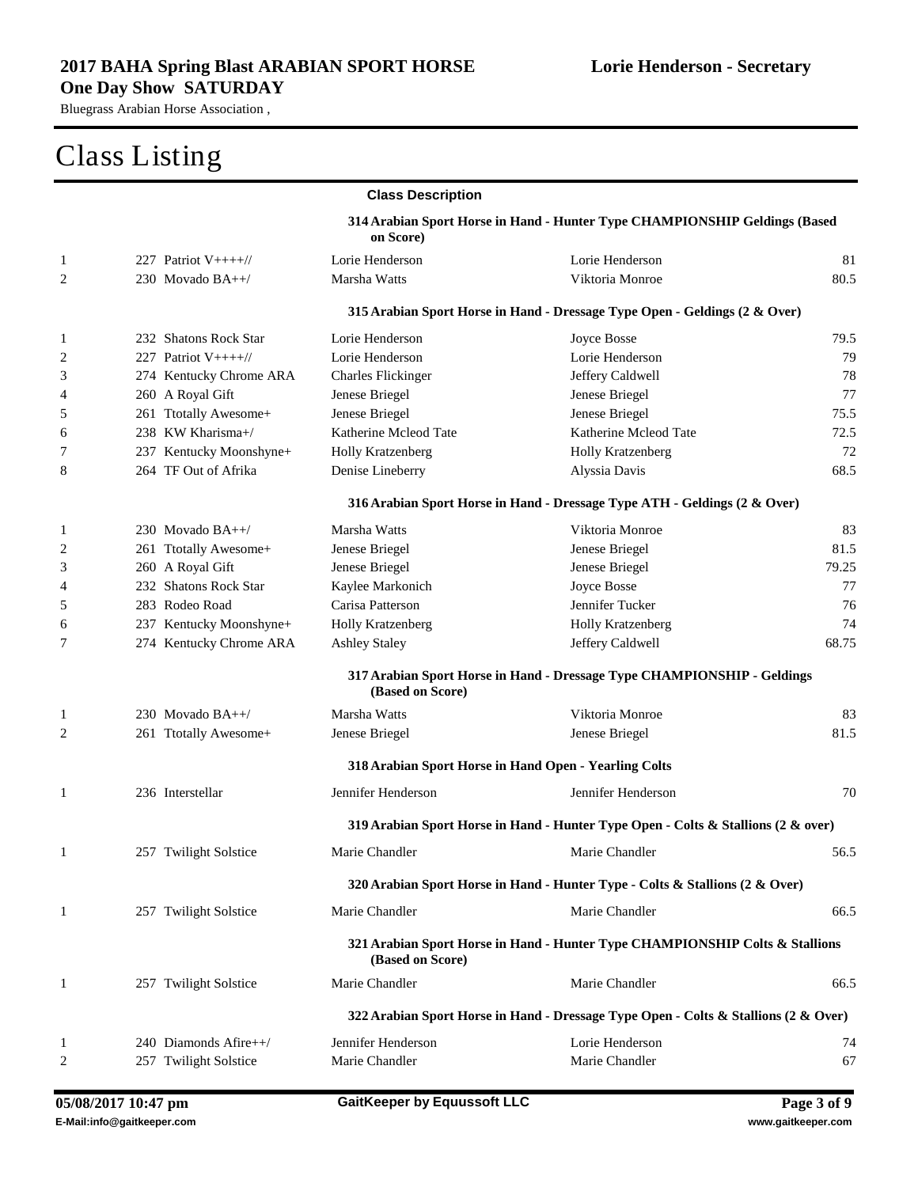**2017 BAHA Spring Blast ARABIAN SPORT HORSE One Day Show SATURDAY**

Bluegrass Arabian Horse Association ,

**Lorie Henderson - Secretary**

# Class Listing

**Class Description**

**314 Arabian Sport Horse in Hand - Hunter Type CHAMPIONSHIP Geldings (Based on Score)**

| | | | | |
|---|---|---|---|---|
| 1 | 227 Patriot V++++// | Lorie Henderson | Lorie Henderson | 81 |
| 2 | 230 Movado BA++/ | Marsha Watts | Viktoria Monroe | 80.5 |

**315 Arabian Sport Horse in Hand - Dressage Type Open - Geldings (2 & Over)**

| | | | | |
|---|---|---|---|---|
| 1 | 232 Shatons Rock Star | Lorie Henderson | Joyce Bosse | 79.5 |
| 2 | 227 Patriot V++++// | Lorie Henderson | Lorie Henderson | 79 |
| 3 | 274 Kentucky Chrome ARA | Charles Flickinger | Jeffery Caldwell | 78 |
| 4 | 260 A Royal Gift | Jenese Briegel | Jenese Briegel | 77 |
| 5 | 261 Ttotally Awesome+ | Jenese Briegel | Jenese Briegel | 75.5 |
| 6 | 238 KW Kharisma+/ | Katherine Mcleod Tate | Katherine Mcleod Tate | 72.5 |
| 7 | 237 Kentucky Moonshyne+ | Holly Kratzenberg | Holly Kratzenberg | 72 |
| 8 | 264 TF Out of Afrika | Denise Lineberry | Alyssia Davis | 68.5 |

**316 Arabian Sport Horse in Hand - Dressage Type ATH - Geldings (2 & Over)**

| | | | | |
|---|---|---|---|---|
| 1 | 230 Movado BA++/ | Marsha Watts | Viktoria Monroe | 83 |
| 2 | 261 Ttotally Awesome+ | Jenese Briegel | Jenese Briegel | 81.5 |
| 3 | 260 A Royal Gift | Jenese Briegel | Jenese Briegel | 79.25 |
| 4 | 232 Shatons Rock Star | Kaylee Markonich | Joyce Bosse | 77 |
| 5 | 283 Rodeo Road | Carisa Patterson | Jennifer Tucker | 76 |
| 6 | 237 Kentucky Moonshyne+ | Holly Kratzenberg | Holly Kratzenberg | 74 |
| 7 | 274 Kentucky Chrome ARA | Ashley Staley | Jeffery Caldwell | 68.75 |

**317 Arabian Sport Horse in Hand - Dressage Type CHAMPIONSHIP - Geldings (Based on Score)**

| | | | | |
|---|---|---|---|---|
| 1 | 230 Movado BA++/ | Marsha Watts | Viktoria Monroe | 83 |
| 2 | 261 Ttotally Awesome+ | Jenese Briegel | Jenese Briegel | 81.5 |

**318 Arabian Sport Horse in Hand Open - Yearling Colts**

| | | | | |
|---|---|---|---|---|
| 1 | 236 Interstellar | Jennifer Henderson | Jennifer Henderson | 70 |

**319 Arabian Sport Horse in Hand - Hunter Type Open - Colts & Stallions (2 & over)**

| | | | | |
|---|---|---|---|---|
| 1 | 257 Twilight Solstice | Marie Chandler | Marie Chandler | 56.5 |

**320 Arabian Sport Horse in Hand - Hunter Type - Colts & Stallions (2 & Over)**

| | | | | |
|---|---|---|---|---|
| 1 | 257 Twilight Solstice | Marie Chandler | Marie Chandler | 66.5 |

**321 Arabian Sport Horse in Hand - Hunter Type CHAMPIONSHIP Colts & Stallions (Based on Score)**

| | | | | |
|---|---|---|---|---|
| 1 | 257 Twilight Solstice | Marie Chandler | Marie Chandler | 66.5 |

**322 Arabian Sport Horse in Hand - Dressage Type Open - Colts & Stallions (2 & Over)**

| | | | | |
|---|---|---|---|---|
| 1 | 240 Diamonds Afire++/ | Jennifer Henderson | Lorie Henderson | 74 |
| 2 | 257 Twilight Solstice | Marie Chandler | Marie Chandler | 67 |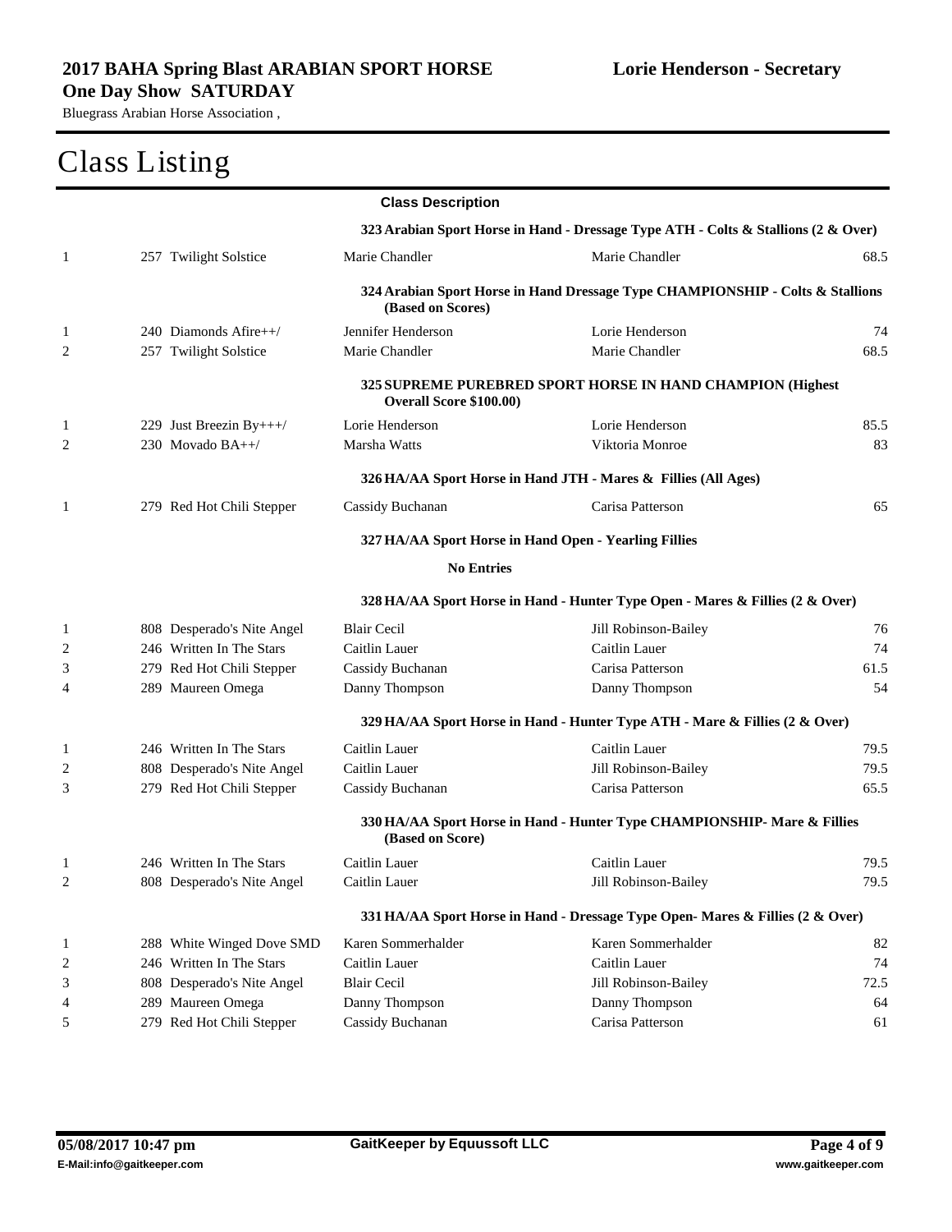# Class Listing

**Class Description**

**323 Arabian Sport Horse in Hand - Dressage Type ATH - Colts & Stallions (2 & Over)**

| Place | No. | Horse | Owner | Handler | Score |
|---|---|---|---|---|---|
| 1 | 257 | Twilight Solstice | Marie Chandler | Marie Chandler | 68.5 |

**324 Arabian Sport Horse in Hand Dressage Type CHAMPIONSHIP - Colts & Stallions (Based on Scores)**

| Place | No. | Horse | Owner | Handler | Score |
|---|---|---|---|---|---|
| 1 | 240 | Diamonds Afire++/ | Jennifer Henderson | Lorie Henderson | 74 |
| 2 | 257 | Twilight Solstice | Marie Chandler | Marie Chandler | 68.5 |

**325 SUPREME PUREBRED SPORT HORSE IN HAND CHAMPION (Highest Overall Score $100.00)**

| Place | No. | Horse | Owner | Handler | Score |
|---|---|---|---|---|---|
| 1 | 229 | Just Breezin By+++/ | Lorie Henderson | Lorie Henderson | 85.5 |
| 2 | 230 | Movado BA++/ | Marsha Watts | Viktoria Monroe | 83 |

**326 HA/AA Sport Horse in Hand JTH - Mares & Fillies (All Ages)**

| Place | No. | Horse | Owner | Handler | Score |
|---|---|---|---|---|---|
| 1 | 279 | Red Hot Chili Stepper | Cassidy Buchanan | Carisa Patterson | 65 |

**327 HA/AA Sport Horse in Hand Open - Yearling Fillies**

**No Entries**

**328 HA/AA Sport Horse in Hand - Hunter Type Open - Mares & Fillies (2 & Over)**

| Place | No. | Horse | Owner | Handler | Score |
|---|---|---|---|---|---|
| 1 | 808 | Desperado's Nite Angel | Blair Cecil | Jill Robinson-Bailey | 76 |
| 2 | 246 | Written In The Stars | Caitlin Lauer | Caitlin Lauer | 74 |
| 3 | 279 | Red Hot Chili Stepper | Cassidy Buchanan | Carisa Patterson | 61.5 |
| 4 | 289 | Maureen Omega | Danny Thompson | Danny Thompson | 54 |

**329 HA/AA Sport Horse in Hand - Hunter Type ATH - Mare & Fillies (2 & Over)**

| Place | No. | Horse | Owner | Handler | Score |
|---|---|---|---|---|---|
| 1 | 246 | Written In The Stars | Caitlin Lauer | Caitlin Lauer | 79.5 |
| 2 | 808 | Desperado's Nite Angel | Caitlin Lauer | Jill Robinson-Bailey | 79.5 |
| 3 | 279 | Red Hot Chili Stepper | Cassidy Buchanan | Carisa Patterson | 65.5 |

**330 HA/AA Sport Horse in Hand - Hunter Type CHAMPIONSHIP- Mare & Fillies (Based on Score)**

| Place | No. | Horse | Owner | Handler | Score |
|---|---|---|---|---|---|
| 1 | 246 | Written In The Stars | Caitlin Lauer | Caitlin Lauer | 79.5 |
| 2 | 808 | Desperado's Nite Angel | Caitlin Lauer | Jill Robinson-Bailey | 79.5 |

**331 HA/AA Sport Horse in Hand - Dressage Type Open- Mares & Fillies (2 & Over)**

| Place | No. | Horse | Owner | Handler | Score |
|---|---|---|---|---|---|
| 1 | 288 | White Winged Dove SMD | Karen Sommerhalder | Karen Sommerhalder | 82 |
| 2 | 246 | Written In The Stars | Caitlin Lauer | Caitlin Lauer | 74 |
| 3 | 808 | Desperado's Nite Angel | Blair Cecil | Jill Robinson-Bailey | 72.5 |
| 4 | 289 | Maureen Omega | Danny Thompson | Danny Thompson | 64 |
| 5 | 279 | Red Hot Chili Stepper | Cassidy Buchanan | Carisa Patterson | 61 |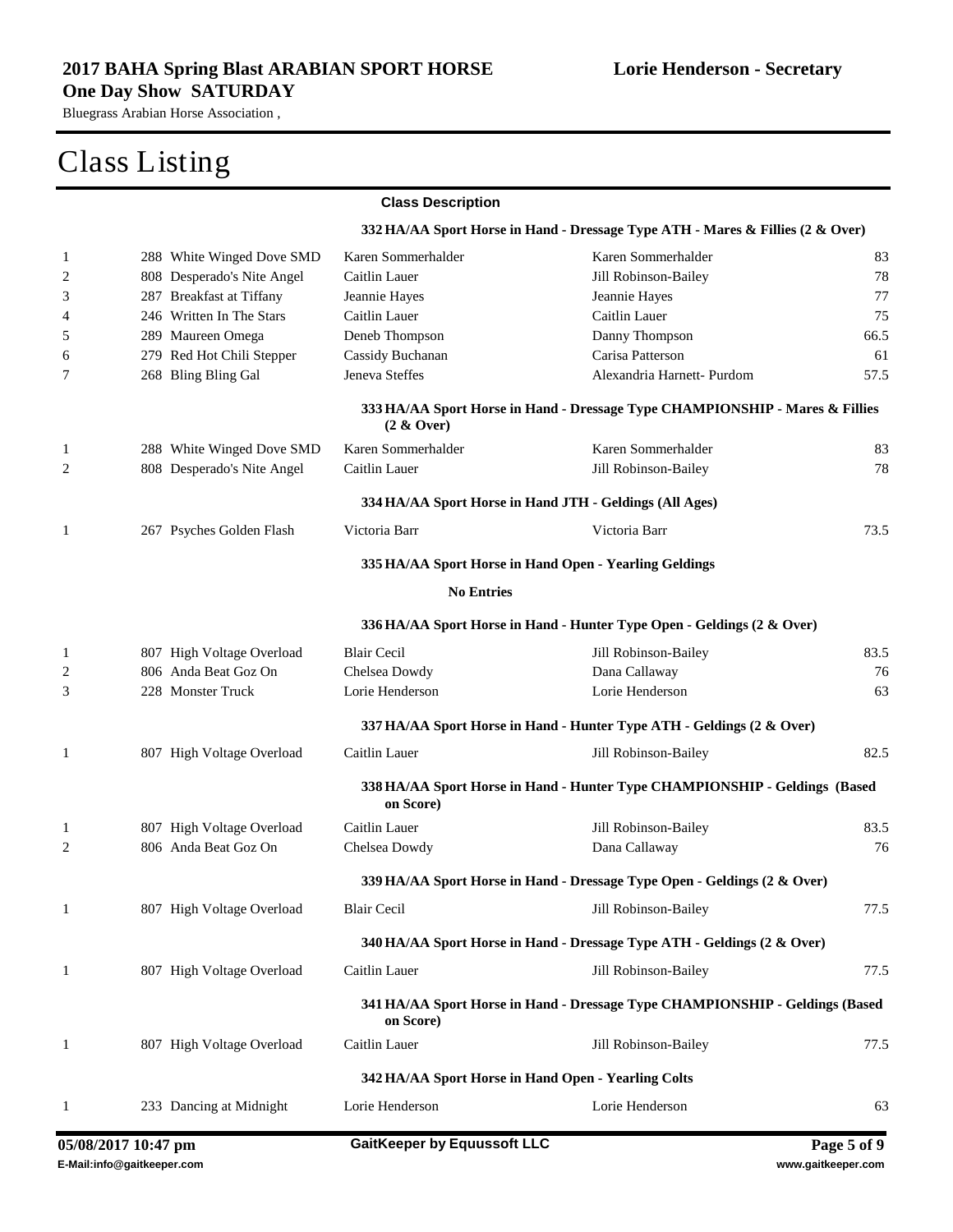## 2017 BAHA Spring Blast ARABIAN SPORT HORSE One Day Show SATURDAY

**Lorie Henderson - Secretary**

Bluegrass Arabian Horse Association ,

# Class Listing

**Class Description**

**332 HA/AA Sport Horse in Hand - Dressage Type ATH - Mares & Fillies (2 & Over)**

| | | | | |
|---|---|---|---|---|
| 1 | 288 White Winged Dove SMD | Karen Sommerhalder | Karen Sommerhalder | 83 |
| 2 | 808 Desperado's Nite Angel | Caitlin Lauer | Jill Robinson-Bailey | 78 |
| 3 | 287 Breakfast at Tiffany | Jeannie Hayes | Jeannie Hayes | 77 |
| 4 | 246 Written In The Stars | Caitlin Lauer | Caitlin Lauer | 75 |
| 5 | 289 Maureen Omega | Deneb Thompson | Danny Thompson | 66.5 |
| 6 | 279 Red Hot Chili Stepper | Cassidy Buchanan | Carisa Patterson | 61 |
| 7 | 268 Bling Bling Gal | Jeneva Steffes | Alexandria Harnett- Purdom | 57.5 |

**333 HA/AA Sport Horse in Hand - Dressage Type CHAMPIONSHIP - Mares & Fillies (2 & Over)**

| | | | | |
|---|---|---|---|---|
| 1 | 288 White Winged Dove SMD | Karen Sommerhalder | Karen Sommerhalder | 83 |
| 2 | 808 Desperado's Nite Angel | Caitlin Lauer | Jill Robinson-Bailey | 78 |

**334 HA/AA Sport Horse in Hand JTH - Geldings (All Ages)**

| | | | | |
|---|---|---|---|---|
| 1 | 267 Psyches Golden Flash | Victoria Barr | Victoria Barr | 73.5 |

**335 HA/AA Sport Horse in Hand Open - Yearling Geldings**

**No Entries**

**336 HA/AA Sport Horse in Hand - Hunter Type Open - Geldings (2 & Over)**

| | | | | |
|---|---|---|---|---|
| 1 | 807 High Voltage Overload | Blair Cecil | Jill Robinson-Bailey | 83.5 |
| 2 | 806 Anda Beat Goz On | Chelsea Dowdy | Dana Callaway | 76 |
| 3 | 228 Monster Truck | Lorie Henderson | Lorie Henderson | 63 |

**337 HA/AA Sport Horse in Hand - Hunter Type ATH - Geldings (2 & Over)**

| | | | | |
|---|---|---|---|---|
| 1 | 807 High Voltage Overload | Caitlin Lauer | Jill Robinson-Bailey | 82.5 |

**338 HA/AA Sport Horse in Hand - Hunter Type CHAMPIONSHIP - Geldings (Based on Score)**

| | | | | |
|---|---|---|---|---|
| 1 | 807 High Voltage Overload | Caitlin Lauer | Jill Robinson-Bailey | 83.5 |
| 2 | 806 Anda Beat Goz On | Chelsea Dowdy | Dana Callaway | 76 |

**339 HA/AA Sport Horse in Hand - Dressage Type Open - Geldings (2 & Over)**

| | | | | |
|---|---|---|---|---|
| 1 | 807 High Voltage Overload | Blair Cecil | Jill Robinson-Bailey | 77.5 |

**340 HA/AA Sport Horse in Hand - Dressage Type ATH - Geldings (2 & Over)**

| | | | | |
|---|---|---|---|---|
| 1 | 807 High Voltage Overload | Caitlin Lauer | Jill Robinson-Bailey | 77.5 |

**341 HA/AA Sport Horse in Hand - Dressage Type CHAMPIONSHIP - Geldings (Based on Score)**

| | | | | |
|---|---|---|---|---|
| 1 | 807 High Voltage Overload | Caitlin Lauer | Jill Robinson-Bailey | 77.5 |

**342 HA/AA Sport Horse in Hand Open - Yearling Colts**

| | | | | |
|---|---|---|---|---|
| 1 | 233 Dancing at Midnight | Lorie Henderson | Lorie Henderson | 63 |

05/08/2017 10:47 pm — GaitKeeper by Equussoft LLC

E-Mail:info@gaitkeeper.com — www.gaitkeeper.com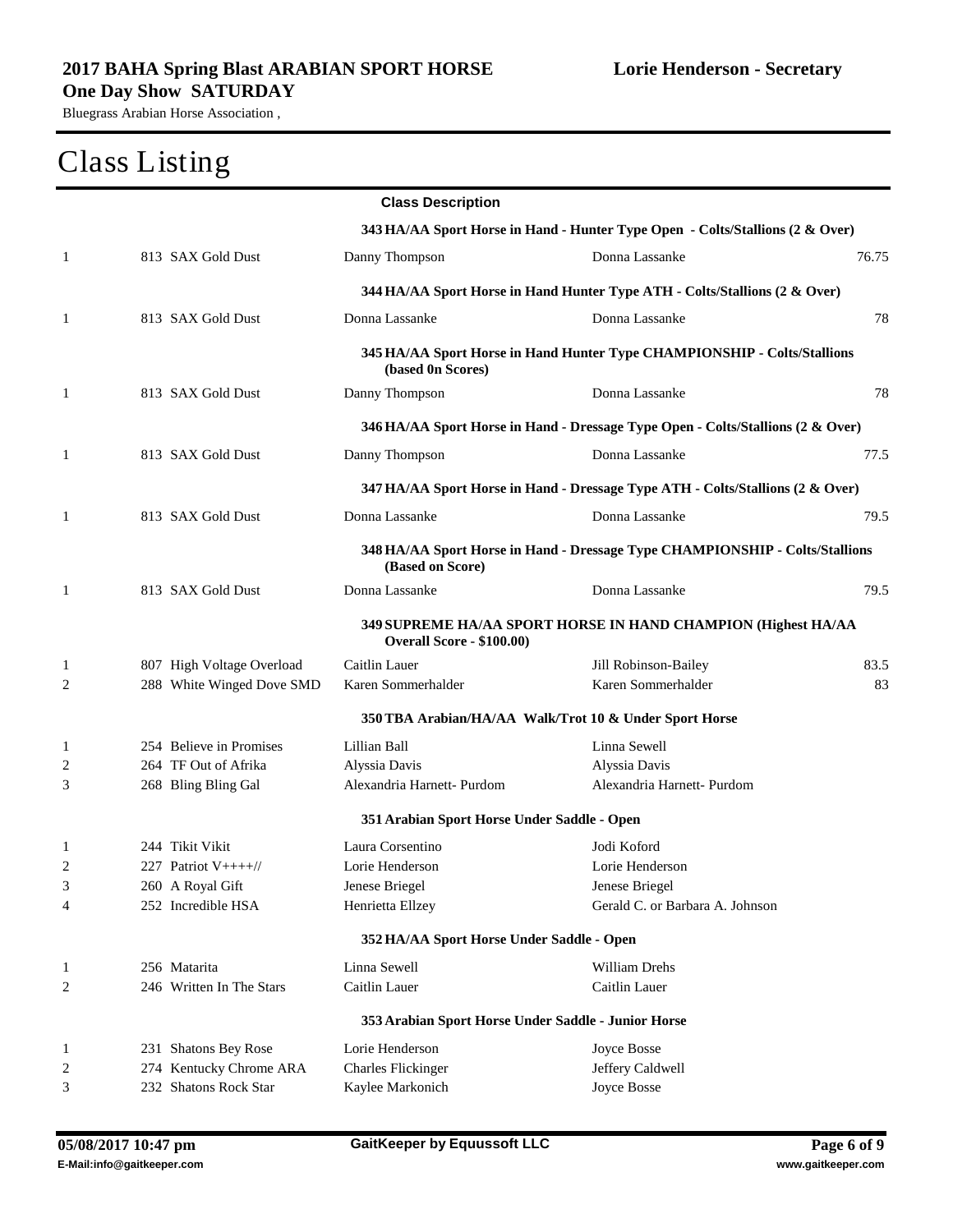# 2017 BAHA Spring Blast ARABIAN SPORT HORSE One Day Show SATURDAY

**Lorie Henderson - Secretary**

Bluegrass Arabian Horse Association ,

## Class Listing

**Class Description**

**343 HA/AA Sport Horse in Hand - Hunter Type Open - Colts/Stallions (2 & Over)**

| Place | Horse | Rider/Handler | Owner | Score |
|---|---|---|---|---|
| 1 | 813 SAX Gold Dust | Danny Thompson | Donna Lassanke | 76.75 |

**344 HA/AA Sport Horse in Hand Hunter Type ATH - Colts/Stallions (2 & Over)**

| Place | Horse | Rider/Handler | Owner | Score |
|---|---|---|---|---|
| 1 | 813 SAX Gold Dust | Donna Lassanke | Donna Lassanke | 78 |

**345 HA/AA Sport Horse in Hand Hunter Type CHAMPIONSHIP - Colts/Stallions (based 0n Scores)**

| Place | Horse | Rider/Handler | Owner | Score |
|---|---|---|---|---|
| 1 | 813 SAX Gold Dust | Danny Thompson | Donna Lassanke | 78 |

**346 HA/AA Sport Horse in Hand - Dressage Type Open - Colts/Stallions (2 & Over)**

| Place | Horse | Rider/Handler | Owner | Score |
|---|---|---|---|---|
| 1 | 813 SAX Gold Dust | Danny Thompson | Donna Lassanke | 77.5 |

**347 HA/AA Sport Horse in Hand - Dressage Type ATH - Colts/Stallions (2 & Over)**

| Place | Horse | Rider/Handler | Owner | Score |
|---|---|---|---|---|
| 1 | 813 SAX Gold Dust | Donna Lassanke | Donna Lassanke | 79.5 |

**348 HA/AA Sport Horse in Hand - Dressage Type CHAMPIONSHIP - Colts/Stallions (Based on Score)**

| Place | Horse | Rider/Handler | Owner | Score |
|---|---|---|---|---|
| 1 | 813 SAX Gold Dust | Donna Lassanke | Donna Lassanke | 79.5 |

**349 SUPREME HA/AA SPORT HORSE IN HAND CHAMPION (Highest HA/AA Overall Score - $100.00)**

| Place | Horse | Rider/Handler | Owner | Score |
|---|---|---|---|---|
| 1 | 807 High Voltage Overload | Caitlin Lauer | Jill Robinson-Bailey | 83.5 |
| 2 | 288 White Winged Dove SMD | Karen Sommerhalder | Karen Sommerhalder | 83 |

**350 TBA Arabian/HA/AA Walk/Trot 10 & Under Sport Horse**

| Place | Horse | Rider/Handler | Owner |
|---|---|---|---|
| 1 | 254 Believe in Promises | Lillian Ball | Linna Sewell |
| 2 | 264 TF Out of Afrika | Alyssia Davis | Alyssia Davis |
| 3 | 268 Bling Bling Gal | Alexandria Harnett- Purdom | Alexandria Harnett- Purdom |

**351 Arabian Sport Horse Under Saddle - Open**

| Place | Horse | Rider/Handler | Owner |
|---|---|---|---|
| 1 | 244 Tikit Vikit | Laura Corsentino | Jodi Koford |
| 2 | 227 Patriot V++++// | Lorie Henderson | Lorie Henderson |
| 3 | 260 A Royal Gift | Jenese Briegel | Jenese Briegel |
| 4 | 252 Incredible HSA | Henrietta Ellzey | Gerald C. or Barbara A. Johnson |

**352 HA/AA Sport Horse Under Saddle - Open**

| Place | Horse | Rider/Handler | Owner |
|---|---|---|---|
| 1 | 256 Matarita | Linna Sewell | William Drehs |
| 2 | 246 Written In The Stars | Caitlin Lauer | Caitlin Lauer |

**353 Arabian Sport Horse Under Saddle - Junior Horse**

| Place | Horse | Rider/Handler | Owner |
|---|---|---|---|
| 1 | 231 Shatons Bey Rose | Lorie Henderson | Joyce Bosse |
| 2 | 274 Kentucky Chrome ARA | Charles Flickinger | Jeffery Caldwell |
| 3 | 232 Shatons Rock Star | Kaylee Markonich | Joyce Bosse |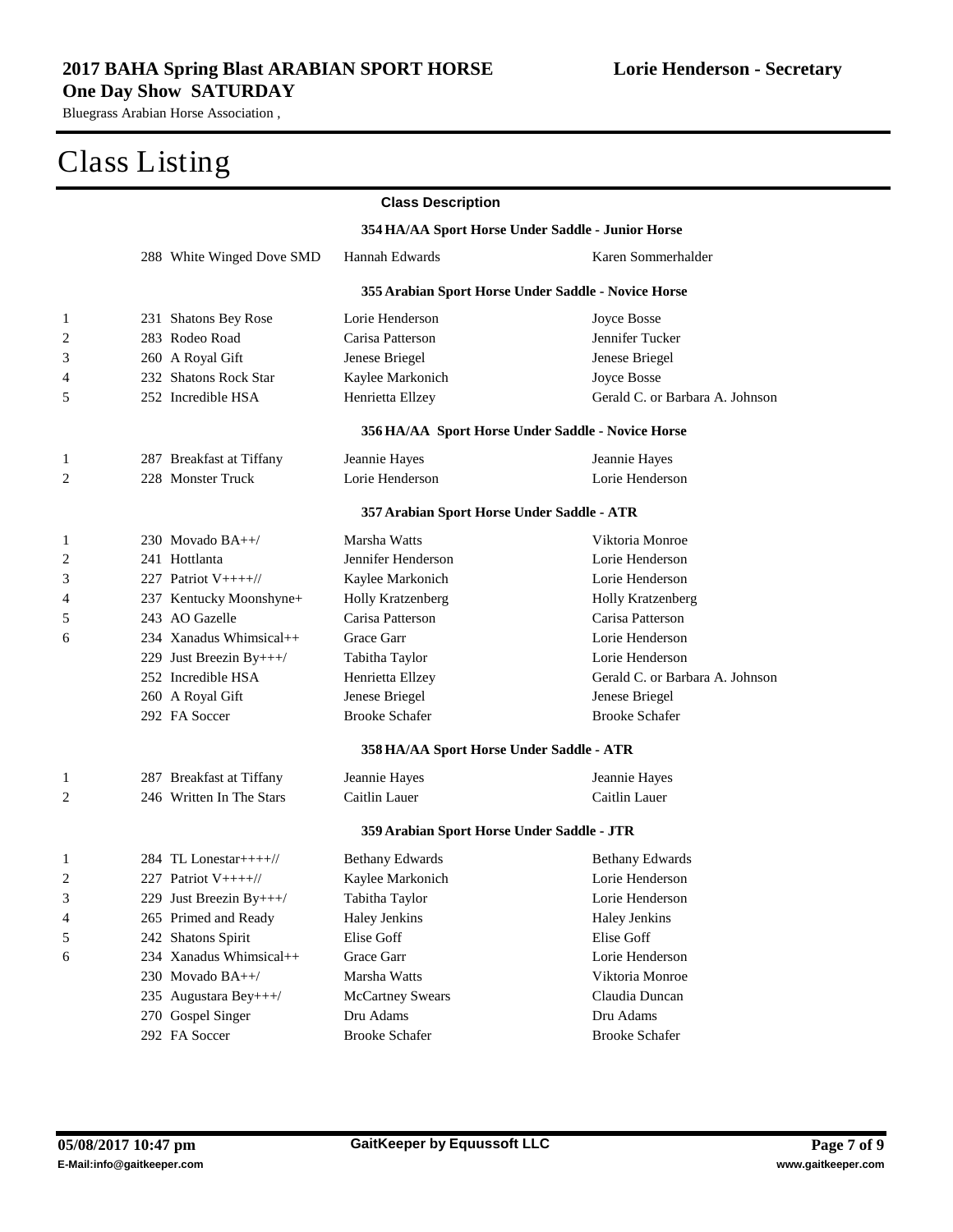**2017 BAHA Spring Blast ARABIAN SPORT HORSE One Day Show SATURDAY**

Bluegrass Arabian Horse Association ,

**Lorie Henderson - Secretary**

# Class Listing

**Class Description**

### 354 HA/AA Sport Horse Under Saddle - Junior Horse

| Place | No. | Horse | Rider | Owner |
|---|---|---|---|---|
| | 288 | White Winged Dove SMD | Hannah Edwards | Karen Sommerhalder |

### 355 Arabian Sport Horse Under Saddle - Novice Horse

| Place | No. | Horse | Rider | Owner |
|---|---|---|---|---|
| 1 | 231 | Shatons Bey Rose | Lorie Henderson | Joyce Bosse |
| 2 | 283 | Rodeo Road | Carisa Patterson | Jennifer Tucker |
| 3 | 260 | A Royal Gift | Jenese Briegel | Jenese Briegel |
| 4 | 232 | Shatons Rock Star | Kaylee Markonich | Joyce Bosse |
| 5 | 252 | Incredible HSA | Henrietta Ellzey | Gerald C. or Barbara A. Johnson |

### 356 HA/AA Sport Horse Under Saddle - Novice Horse

| Place | No. | Horse | Rider | Owner |
|---|---|---|---|---|
| 1 | 287 | Breakfast at Tiffany | Jeannie Hayes | Jeannie Hayes |
| 2 | 228 | Monster Truck | Lorie Henderson | Lorie Henderson |

### 357 Arabian Sport Horse Under Saddle - ATR

| Place | No. | Horse | Rider | Owner |
|---|---|---|---|---|
| 1 | 230 | Movado BA++/ | Marsha Watts | Viktoria Monroe |
| 2 | 241 | Hottlanta | Jennifer Henderson | Lorie Henderson |
| 3 | 227 | Patriot V++++// | Kaylee Markonich | Lorie Henderson |
| 4 | 237 | Kentucky Moonshyne+ | Holly Kratzenberg | Holly Kratzenberg |
| 5 | 243 | AO Gazelle | Carisa Patterson | Carisa Patterson |
| 6 | 234 | Xanadus Whimsical++ | Grace Garr | Lorie Henderson |
| | 229 | Just Breezin By+++/ | Tabitha Taylor | Lorie Henderson |
| | 252 | Incredible HSA | Henrietta Ellzey | Gerald C. or Barbara A. Johnson |
| | 260 | A Royal Gift | Jenese Briegel | Jenese Briegel |
| | 292 | FA Soccer | Brooke Schafer | Brooke Schafer |

### 358 HA/AA Sport Horse Under Saddle - ATR

| Place | No. | Horse | Rider | Owner |
|---|---|---|---|---|
| 1 | 287 | Breakfast at Tiffany | Jeannie Hayes | Jeannie Hayes |
| 2 | 246 | Written In The Stars | Caitlin Lauer | Caitlin Lauer |

### 359 Arabian Sport Horse Under Saddle - JTR

| Place | No. | Horse | Rider | Owner |
|---|---|---|---|---|
| 1 | 284 | TL Lonestar++++// | Bethany Edwards | Bethany Edwards |
| 2 | 227 | Patriot V++++// | Kaylee Markonich | Lorie Henderson |
| 3 | 229 | Just Breezin By+++/ | Tabitha Taylor | Lorie Henderson |
| 4 | 265 | Primed and Ready | Haley Jenkins | Haley Jenkins |
| 5 | 242 | Shatons Spirit | Elise Goff | Elise Goff |
| 6 | 234 | Xanadus Whimsical++ | Grace Garr | Lorie Henderson |
| | 230 | Movado BA++/ | Marsha Watts | Viktoria Monroe |
| | 235 | Augustara Bey+++/ | McCartney Swears | Claudia Duncan |
| | 270 | Gospel Singer | Dru Adams | Dru Adams |
| | 292 | FA Soccer | Brooke Schafer | Brooke Schafer |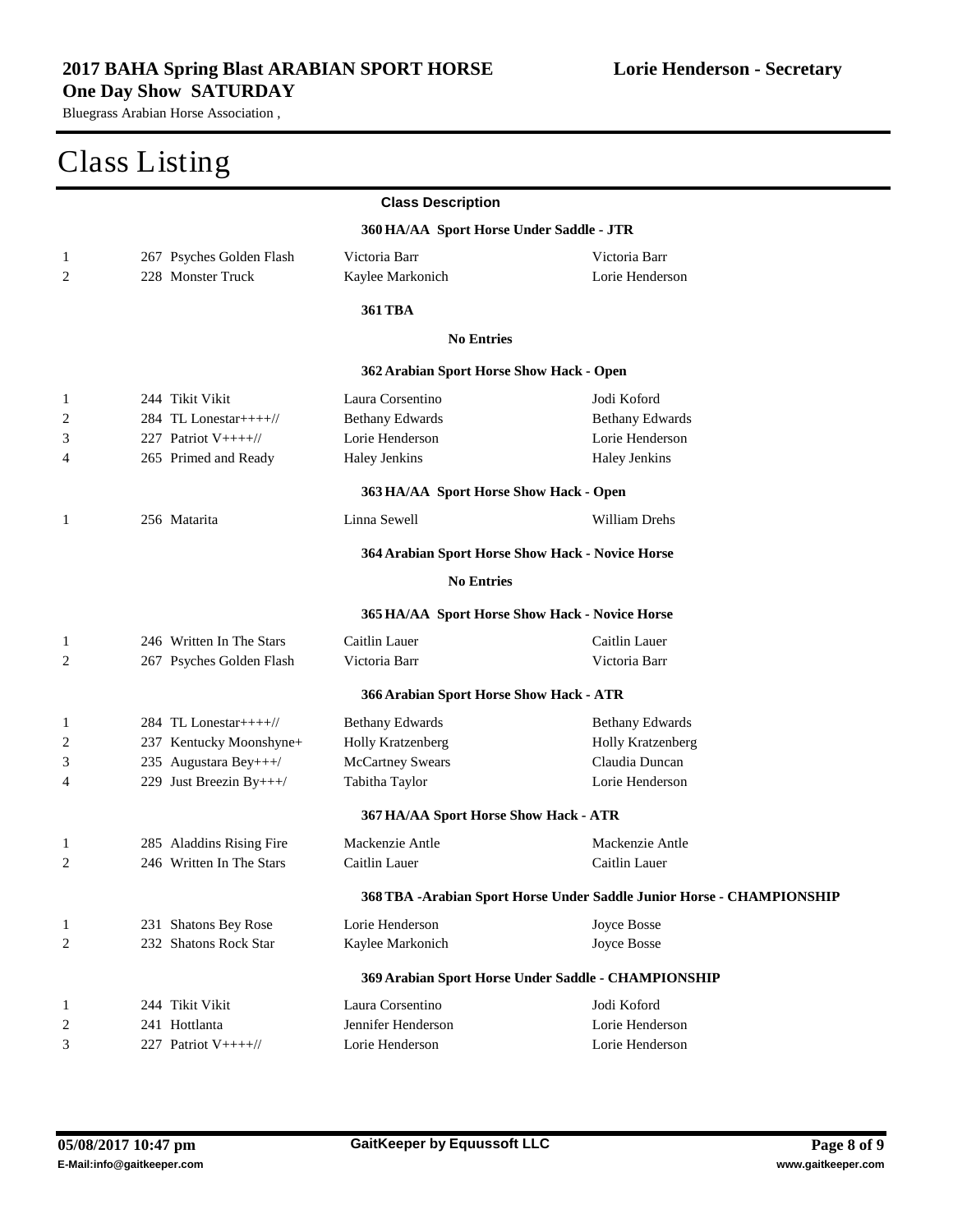**2017 BAHA Spring Blast ARABIAN SPORT HORSE One Day Show SATURDAY**

Bluegrass Arabian Horse Association ,

**Lorie Henderson - Secretary**

# Class Listing

**Class Description**

**360 HA/AA Sport Horse Under Saddle - JTR**

| | | | |
|---|---|---|---|
| 1 | 267 Psyches Golden Flash | Victoria Barr | Victoria Barr |
| 2 | 228 Monster Truck | Kaylee Markonich | Lorie Henderson |

**361 TBA**

**No Entries**

**362 Arabian Sport Horse Show Hack - Open**

| | | | |
|---|---|---|---|
| 1 | 244 Tikit Vikit | Laura Corsentino | Jodi Koford |
| 2 | 284 TL Lonestar++++// | Bethany Edwards | Bethany Edwards |
| 3 | 227 Patriot V++++// | Lorie Henderson | Lorie Henderson |
| 4 | 265 Primed and Ready | Haley Jenkins | Haley Jenkins |

**363 HA/AA Sport Horse Show Hack - Open**

| | | | |
|---|---|---|---|
| 1 | 256 Matarita | Linna Sewell | William Drehs |

**364 Arabian Sport Horse Show Hack - Novice Horse**

**No Entries**

**365 HA/AA Sport Horse Show Hack - Novice Horse**

| | | | |
|---|---|---|---|
| 1 | 246 Written In The Stars | Caitlin Lauer | Caitlin Lauer |
| 2 | 267 Psyches Golden Flash | Victoria Barr | Victoria Barr |

**366 Arabian Sport Horse Show Hack - ATR**

| | | | |
|---|---|---|---|
| 1 | 284 TL Lonestar++++// | Bethany Edwards | Bethany Edwards |
| 2 | 237 Kentucky Moonshyne+ | Holly Kratzenberg | Holly Kratzenberg |
| 3 | 235 Augustara Bey+++/ | McCartney Swears | Claudia Duncan |
| 4 | 229 Just Breezin By+++/ | Tabitha Taylor | Lorie Henderson |

**367 HA/AA Sport Horse Show Hack - ATR**

| | | | |
|---|---|---|---|
| 1 | 285 Aladdins Rising Fire | Mackenzie Antle | Mackenzie Antle |
| 2 | 246 Written In The Stars | Caitlin Lauer | Caitlin Lauer |

**368 TBA -Arabian Sport Horse Under Saddle Junior Horse - CHAMPIONSHIP**

| | | | |
|---|---|---|---|
| 1 | 231 Shatons Bey Rose | Lorie Henderson | Joyce Bosse |
| 2 | 232 Shatons Rock Star | Kaylee Markonich | Joyce Bosse |

**369 Arabian Sport Horse Under Saddle - CHAMPIONSHIP**

| | | | |
|---|---|---|---|
| 1 | 244 Tikit Vikit | Laura Corsentino | Jodi Koford |
| 2 | 241 Hottlanta | Jennifer Henderson | Lorie Henderson |
| 3 | 227 Patriot V++++// | Lorie Henderson | Lorie Henderson |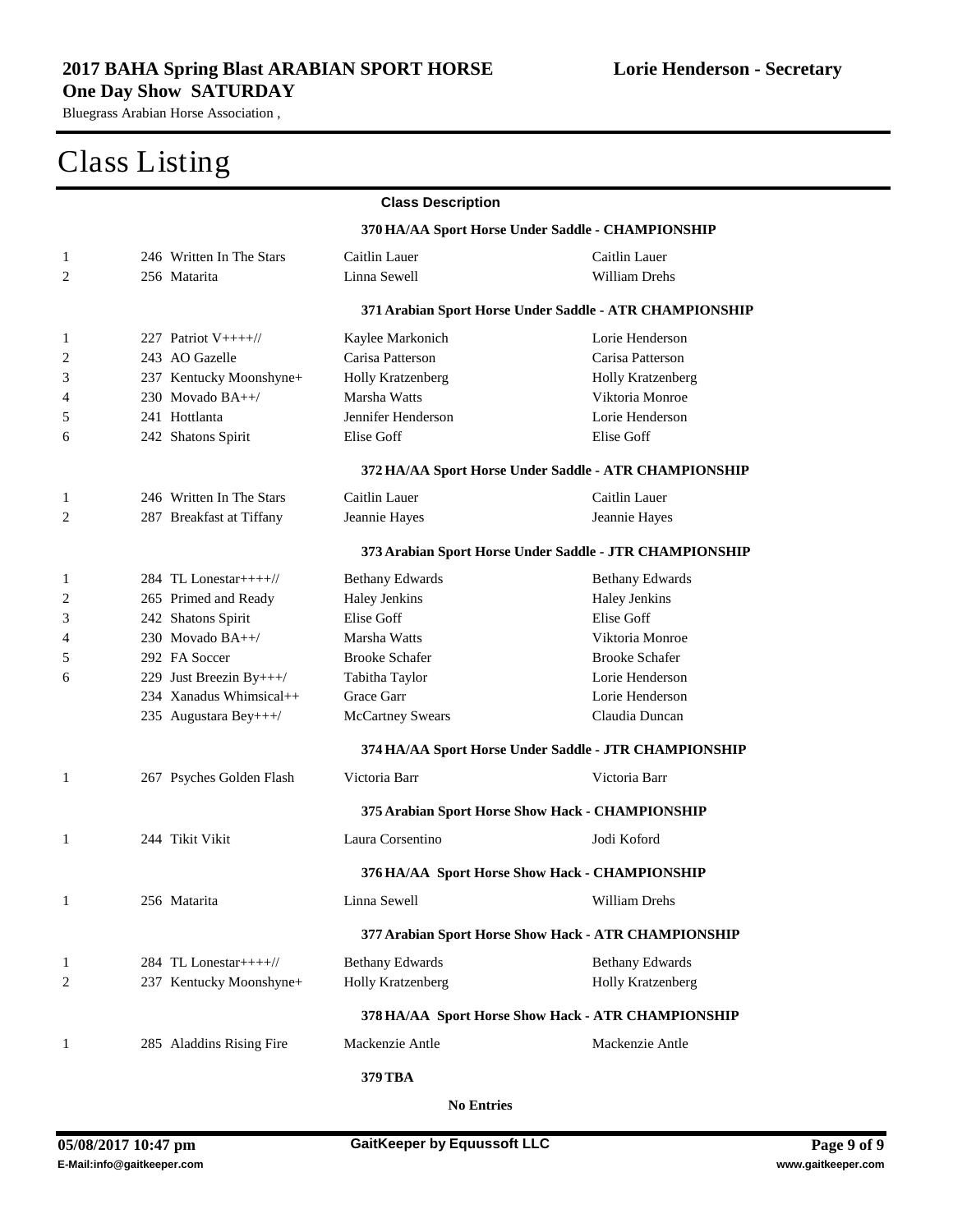# Class Listing

**Class Description**

### 370 HA/AA Sport Horse Under Saddle - CHAMPIONSHIP

| | | | |
|---|---|---|---|
| 1 | 246 Written In The Stars | Caitlin Lauer | Caitlin Lauer |
| 2 | 256 Matarita | Linna Sewell | William Drehs |

### 371 Arabian Sport Horse Under Saddle - ATR CHAMPIONSHIP

| | | | |
|---|---|---|---|
| 1 | 227 Patriot V++++// | Kaylee Markonich | Lorie Henderson |
| 2 | 243 AO Gazelle | Carisa Patterson | Carisa Patterson |
| 3 | 237 Kentucky Moonshyne+ | Holly Kratzenberg | Holly Kratzenberg |
| 4 | 230 Movado BA++/ | Marsha Watts | Viktoria Monroe |
| 5 | 241 Hottlanta | Jennifer Henderson | Lorie Henderson |
| 6 | 242 Shatons Spirit | Elise Goff | Elise Goff |

### 372 HA/AA Sport Horse Under Saddle - ATR CHAMPIONSHIP

| | | | |
|---|---|---|---|
| 1 | 246 Written In The Stars | Caitlin Lauer | Caitlin Lauer |
| 2 | 287 Breakfast at Tiffany | Jeannie Hayes | Jeannie Hayes |

### 373 Arabian Sport Horse Under Saddle - JTR CHAMPIONSHIP

| | | | |
|---|---|---|---|
| 1 | 284 TL Lonestar++++// | Bethany Edwards | Bethany Edwards |
| 2 | 265 Primed and Ready | Haley Jenkins | Haley Jenkins |
| 3 | 242 Shatons Spirit | Elise Goff | Elise Goff |
| 4 | 230 Movado BA++/ | Marsha Watts | Viktoria Monroe |
| 5 | 292 FA Soccer | Brooke Schafer | Brooke Schafer |
| 6 | 229 Just Breezin By+++/ | Tabitha Taylor | Lorie Henderson |
| | 234 Xanadus Whimsical++ | Grace Garr | Lorie Henderson |
| | 235 Augustara Bey+++/ | McCartney Swears | Claudia Duncan |

### 374 HA/AA Sport Horse Under Saddle - JTR CHAMPIONSHIP

| | | | |
|---|---|---|---|
| 1 | 267 Psyches Golden Flash | Victoria Barr | Victoria Barr |

### 375 Arabian Sport Horse Show Hack - CHAMPIONSHIP

| | | | |
|---|---|---|---|
| 1 | 244 Tikit Vikit | Laura Corsentino | Jodi Koford |

### 376 HA/AA Sport Horse Show Hack - CHAMPIONSHIP

| | | | |
|---|---|---|---|
| 1 | 256 Matarita | Linna Sewell | William Drehs |

### 377 Arabian Sport Horse Show Hack - ATR CHAMPIONSHIP

| | | | |
|---|---|---|---|
| 1 | 284 TL Lonestar++++// | Bethany Edwards | Bethany Edwards |
| 2 | 237 Kentucky Moonshyne+ | Holly Kratzenberg | Holly Kratzenberg |

### 378 HA/AA Sport Horse Show Hack - ATR CHAMPIONSHIP

| | | | |
|---|---|---|---|
| 1 | 285 Aladdins Rising Fire | Mackenzie Antle | Mackenzie Antle |

### 379 TBA

**No Entries**